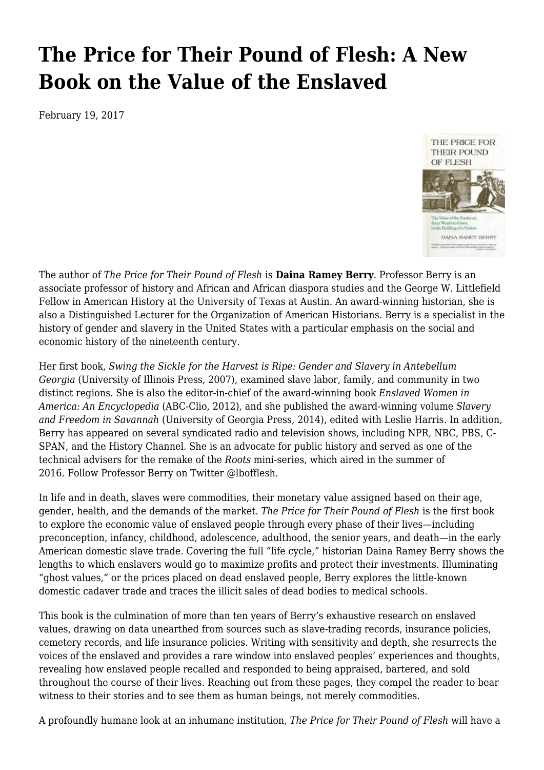# The Price for Their Pound of Flesh: A New Book on the Value of the Enslaved

February 19, 2017

The author of *The Price for Their Pound of Flesh* is **Daina Ramey Berry**. Professor Berry is an associate professor of history and African and African diaspora studies and the George W. Littlefield Fellow in American History at the University of Texas at Austin. An award-winning historian, she is also a Distinguished Lecturer for the Organization of American Historians. Berry is a specialist in the history of gender and slavery in the United States with a particular emphasis on the social and economic history of the nineteenth century.

Her first book, *Swing the Sickle for the Harvest is Ripe: Gender and Slavery in Antebellum Georgia* (University of Illinois Press, 2007), examined slave labor, family, and community in two distinct regions. She is also the editor-in-chief of the award-winning book *Enslaved Women in America: An Encyclopedia* (ABC-Clio, 2012), and she published the award-winning volume *Slavery and Freedom in Savannah* (University of Georgia Press, 2014), edited with Leslie Harris. In addition, Berry has appeared on several syndicated radio and television shows, including NPR, NBC, PBS, C-SPAN, and the History Channel. She is an advocate for public history and served as one of the technical advisers for the remake of the *Roots* mini-series, which aired in the summer of 2016. Follow Professor Berry on Twitter @lbofflesh.

In life and in death, slaves were commodities, their monetary value assigned based on their age, gender, health, and the demands of the market. *The Price for Their Pound of Flesh* is the first book to explore the economic value of enslaved people through every phase of their lives—including preconception, infancy, childhood, adolescence, adulthood, the senior years, and death—in the early American domestic slave trade. Covering the full "life cycle," historian Daina Ramey Berry shows the lengths to which enslavers would go to maximize profits and protect their investments. Illuminating "ghost values," or the prices placed on dead enslaved people, Berry explores the little-known domestic cadaver trade and traces the illicit sales of dead bodies to medical schools.

This book is the culmination of more than ten years of Berry's exhaustive research on enslaved values, drawing on data unearthed from sources such as slave-trading records, insurance policies, cemetery records, and life insurance policies. Writing with sensitivity and depth, she resurrects the voices of the enslaved and provides a rare window into enslaved peoples' experiences and thoughts, revealing how enslaved people recalled and responded to being appraised, bartered, and sold throughout the course of their lives. Reaching out from these pages, they compel the reader to bear witness to their stories and to see them as human beings, not merely commodities.

A profoundly humane look at an inhumane institution, *The Price for Their Pound of Flesh* will have a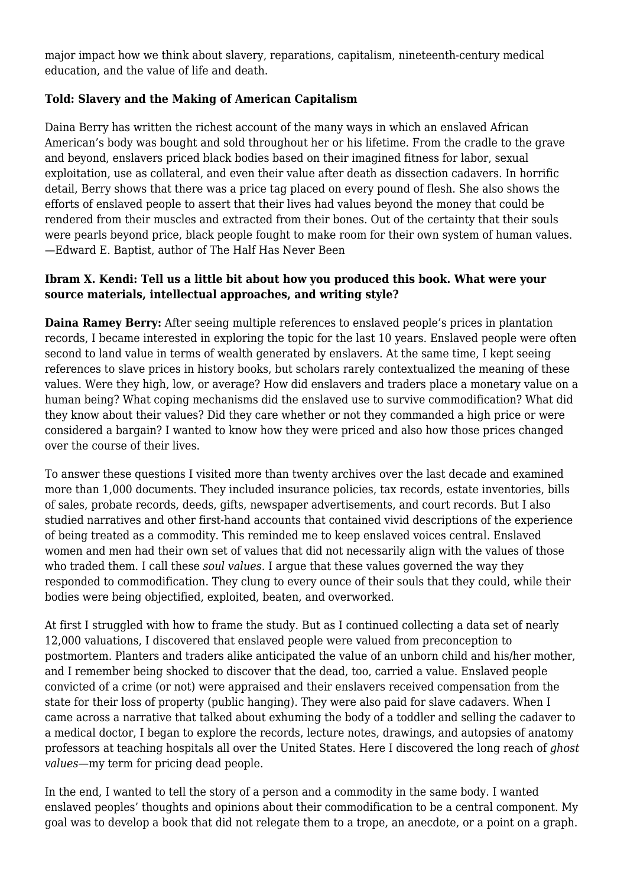major impact how we think about slavery, reparations, capitalism, nineteenth-century medical education, and the value of life and death.

**Told: Slavery and the Making of American Capitalism**

Daina Berry has written the richest account of the many ways in which an enslaved African American's body was bought and sold throughout her or his lifetime. From the cradle to the grave and beyond, enslavers priced black bodies based on their imagined fitness for labor, sexual exploitation, use as collateral, and even their value after death as dissection cadavers. In horrific detail, Berry shows that there was a price tag placed on every pound of flesh. She also shows the efforts of enslaved people to assert that their lives had values beyond the money that could be rendered from their muscles and extracted from their bones. Out of the certainty that their souls were pearls beyond price, black people fought to make room for their own system of human values. —Edward E. Baptist, author of The Half Has Never Been

**Ibram X. Kendi: Tell us a little bit about how you produced this book. What were your source materials, intellectual approaches, and writing style?**

**Daina Ramey Berry:** After seeing multiple references to enslaved people's prices in plantation records, I became interested in exploring the topic for the last 10 years. Enslaved people were often second to land value in terms of wealth generated by enslavers. At the same time, I kept seeing references to slave prices in history books, but scholars rarely contextualized the meaning of these values. Were they high, low, or average? How did enslavers and traders place a monetary value on a human being? What coping mechanisms did the enslaved use to survive commodification? What did they know about their values? Did they care whether or not they commanded a high price or were considered a bargain? I wanted to know how they were priced and also how those prices changed over the course of their lives.

To answer these questions I visited more than twenty archives over the last decade and examined more than 1,000 documents. They included insurance policies, tax records, estate inventories, bills of sales, probate records, deeds, gifts, newspaper advertisements, and court records. But I also studied narratives and other first-hand accounts that contained vivid descriptions of the experience of being treated as a commodity. This reminded me to keep enslaved voices central. Enslaved women and men had their own set of values that did not necessarily align with the values of those who traded them. I call these *soul values.* I argue that these values governed the way they responded to commodification. They clung to every ounce of their souls that they could, while their bodies were being objectified, exploited, beaten, and overworked.

At first I struggled with how to frame the study. But as I continued collecting a data set of nearly 12,000 valuations, I discovered that enslaved people were valued from preconception to postmortem. Planters and traders alike anticipated the value of an unborn child and his/her mother, and I remember being shocked to discover that the dead, too, carried a value. Enslaved people convicted of a crime (or not) were appraised and their enslavers received compensation from the state for their loss of property (public hanging). They were also paid for slave cadavers. When I came across a narrative that talked about exhuming the body of a toddler and selling the cadaver to a medical doctor, I began to explore the records, lecture notes, drawings, and autopsies of anatomy professors at teaching hospitals all over the United States. Here I discovered the long reach of *ghost values*—my term for pricing dead people.

In the end, I wanted to tell the story of a person and a commodity in the same body. I wanted enslaved peoples' thoughts and opinions about their commodification to be a central component. My goal was to develop a book that did not relegate them to a trope, an anecdote, or a point on a graph.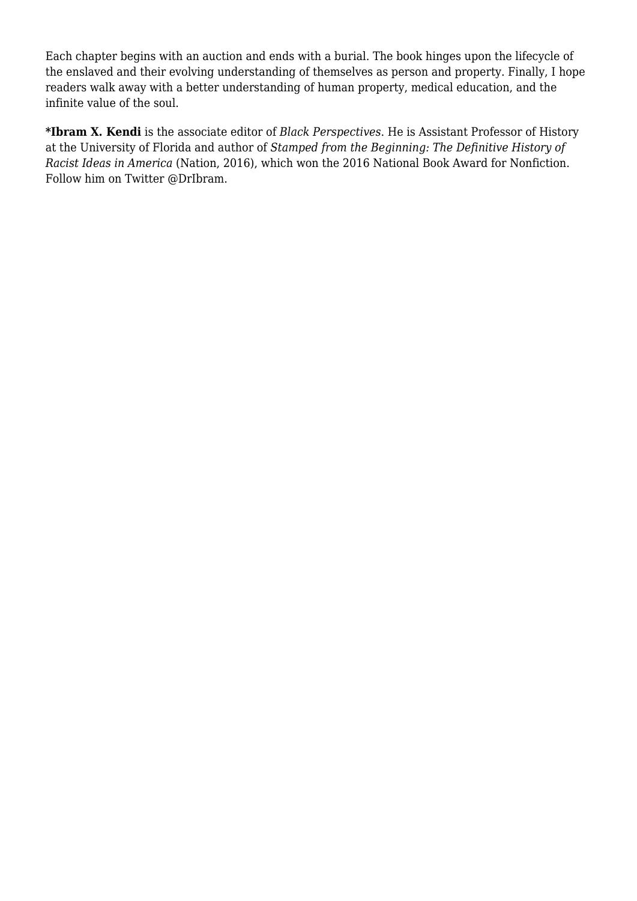Each chapter begins with an auction and ends with a burial. The book hinges upon the lifecycle of the enslaved and their evolving understanding of themselves as person and property. Finally, I hope readers walk away with a better understanding of human property, medical education, and the infinite value of the soul.

***Ibram X. Kendi** is the associate editor of *Black Perspectives*. He is Assistant Professor of History at the University of Florida and author of *Stamped from the Beginning: The Definitive History of Racist Ideas in America* (Nation, 2016), which won the 2016 National Book Award for Nonfiction. Follow him on Twitter @DrIbram.